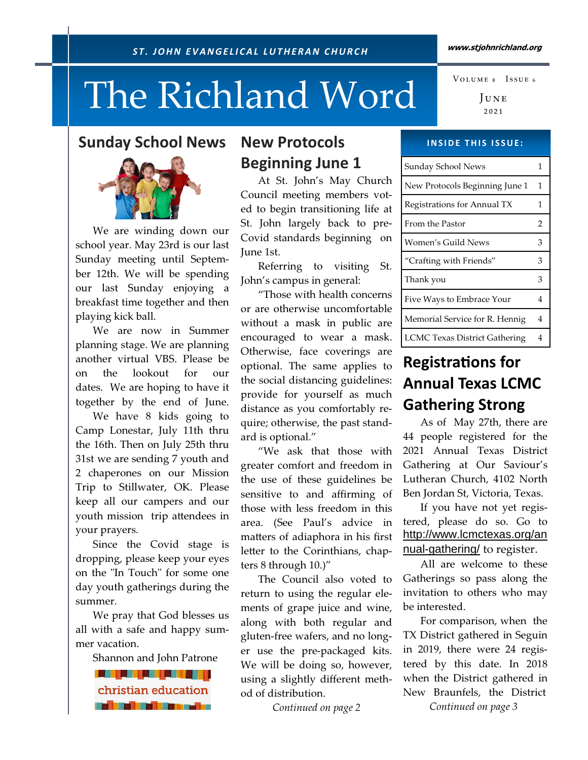ST. JOHN EVANGELICAL LUTHERAN CHURCH

www.stjohnrichland.org

# The Richland Word

Volume 8 Issue 6

June 2021

## Sunday School News

We are winding down our school year. May 23rd is our last Sunday meeting until September 12th. We will be spending our last Sunday enjoying a breakfast time together and then playing kick ball.

We are now in Summer planning stage. We are planning another virtual VBS. Please be on the lookout for our dates. We are hoping to have it together by the end of June.

We have 8 kids going to Camp Lonestar, July 11th thru the 16th. Then on July 25th thru 31st we are sending 7 youth and 2 chaperones on our Mission Trip to Stillwater, OK. Please keep all our campers and our youth mission trip attendees in your prayers.

Since the Covid stage is dropping, please keep your eyes on the "In Touch" for some one day youth gatherings during the summer.

We pray that God blesses us all with a safe and happy summer vacation.

Shannon and John Patrone

christian education

## New Protocols Beginning June 1

At St. John's May Church Council meeting members voted to begin transitioning life at St. John largely back to pre-Covid standards beginning on June 1st.

Referring to visiting St. John's campus in general:

"Those with health concerns or are otherwise uncomfortable without a mask in public are encouraged to wear a mask. Otherwise, face coverings are optional. The same applies to the social distancing guidelines: provide for yourself as much distance as you comfortably require; otherwise, the past standard is optional."

"We ask that those with greater comfort and freedom in the use of these guidelines be sensitive to and affirming of those with less freedom in this area. (See Paul's advice in matters of adiaphora in his first letter to the Corinthians, chapters 8 through 10.)"

The Council also voted to return to using the regular elements of grape juice and wine, along with both regular and gluten-free wafers, and no longer use the pre-packaged kits. We will be doing so, however, using a slightly different method of distribution.

*Continued on page 2*

### Inside This Issue:

| | |
|---|---|
| Sunday School News | 1 |
| New Protocols Beginning June 1 | 1 |
| Registrations for Annual TX | 1 |
| From the Pastor | 2 |
| Women's Guild News | 3 |
| "Crafting with Friends" | 3 |
| Thank you | 3 |
| Five Ways to Embrace Your | 4 |
| Memorial Service for R. Hennig | 4 |
| LCMC Texas District Gathering | 4 |

## Registrations for Annual Texas LCMC Gathering Strong

As of May 27th, there are 44 people registered for the 2021 Annual Texas District Gathering at Our Saviour's Lutheran Church, 4102 North Ben Jordan St, Victoria, Texas.

If you have not yet registered, please do so. Go to http://www.lcmctexas.org/annual-gathering/ to register.

All are welcome to these Gatherings so pass along the invitation to others who may be interested.

For comparison, when the TX District gathered in Seguin in 2019, there were 24 registered by this date. In 2018 when the District gathered in New Braunfels, the District

*Continued on page 3*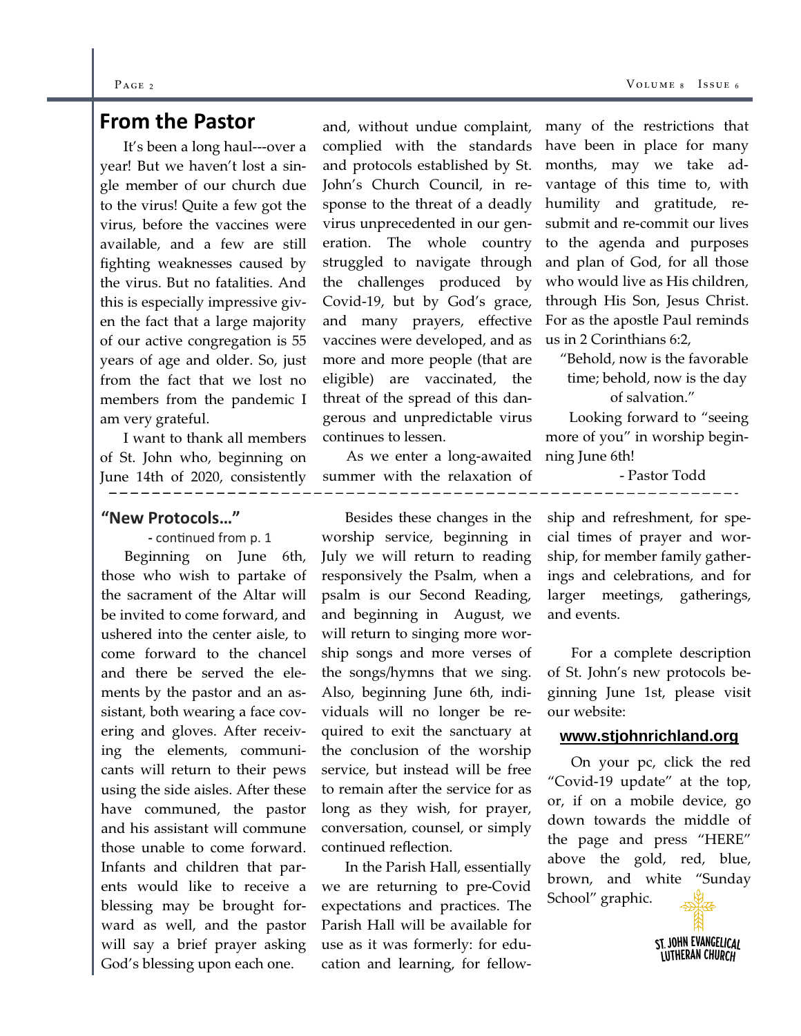## From the Pastor

It's been a long haul---over a year! But we haven't lost a single member of our church due to the virus! Quite a few got the virus, before the vaccines were available, and a few are still fighting weaknesses caused by the virus. But no fatalities. And this is especially impressive given the fact that a large majority of our active congregation is 55 years of age and older. So, just from the fact that we lost no members from the pandemic I am very grateful.

I want to thank all members of St. John who, beginning on June 14th of 2020, consistently and, without undue complaint, complied with the standards and protocols established by St. John's Church Council, in response to the threat of a deadly virus unprecedented in our generation. The whole country struggled to navigate through the challenges produced by Covid-19, but by God's grace, and many prayers, effective vaccines were developed, and as more and more people (that are eligible) are vaccinated, the threat of the spread of this dangerous and unpredictable virus continues to lessen.

As we enter a long-awaited summer with the relaxation of many of the restrictions that have been in place for many months, may we take advantage of this time to, with humility and gratitude, resubmit and re-commit our lives to the agenda and purposes and plan of God, for all those who would live as His children, through His Son, Jesus Christ. For as the apostle Paul reminds us in 2 Corinthians 6:2,

> "Behold, now is the favorable time; behold, now is the day of salvation."

Looking forward to "seeing more of you" in worship beginning June 6th!

\- Pastor Todd

---

### "New Protocols…"

\- continued from p. 1

Beginning on June 6th, those who wish to partake of the sacrament of the Altar will be invited to come forward, and ushered into the center aisle, to come forward to the chancel and there be served the elements by the pastor and an assistant, both wearing a face covering and gloves. After receiving the elements, communicants will return to their pews using the side aisles. After these have communed, the pastor and his assistant will commune those unable to come forward. Infants and children that parents would like to receive a blessing may be brought forward as well, and the pastor will say a brief prayer asking God's blessing upon each one.

Besides these changes in the worship service, beginning in July we will return to reading responsively the Psalm, when a psalm is our Second Reading, and beginning in August, we will return to singing more worship songs and more verses of the songs/hymns that we sing. Also, beginning June 6th, individuals will no longer be required to exit the sanctuary at the conclusion of the worship service, but instead will be free to remain after the service for as long as they wish, for prayer, conversation, counsel, or simply continued reflection.

In the Parish Hall, essentially we are returning to pre-Covid expectations and practices. The Parish Hall will be available for use as it was formerly: for education and learning, for fellowship and refreshment, for special times of prayer and worship, for member family gatherings and celebrations, and for larger meetings, gatherings, and events.

For a complete description of St. John's new protocols beginning June 1st, please visit our website:

**www.stjohnrichland.org**

On your pc, click the red "Covid-19 update" at the top, or, if on a mobile device, go down towards the middle of the page and press "HERE" above the gold, red, blue, brown, and white "Sunday School" graphic.

ST. JOHN EVANGELICAL LUTHERAN CHURCH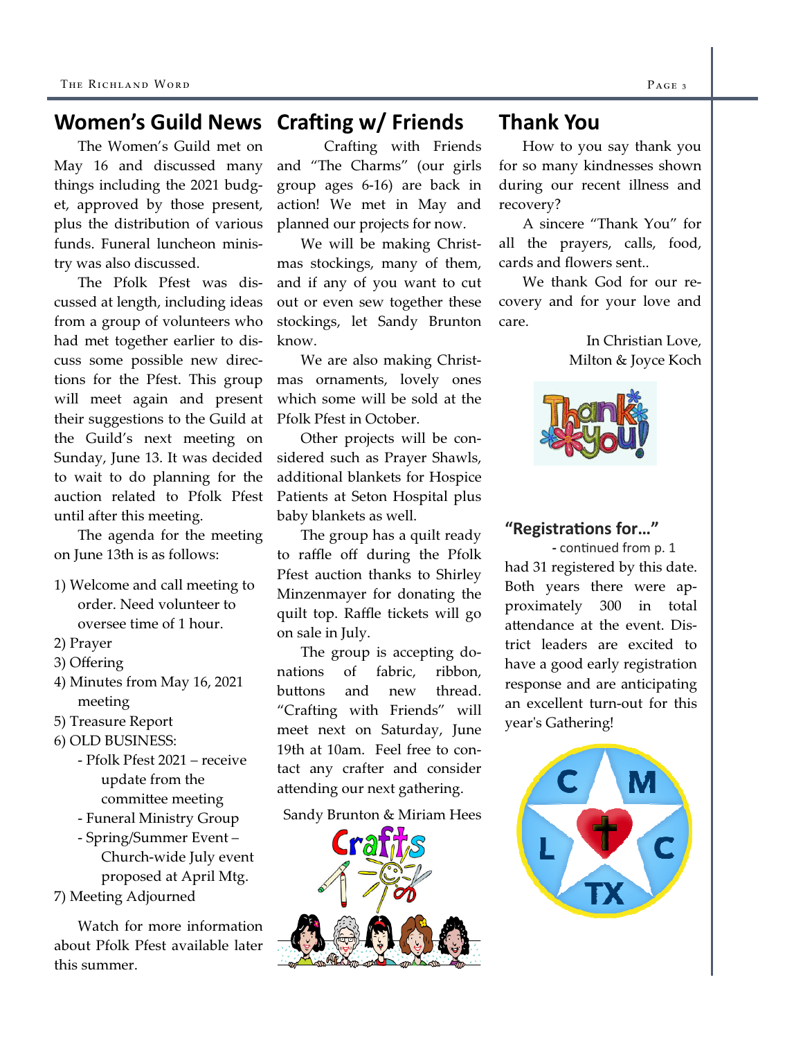## Women's Guild News

The Women's Guild met on May 16 and discussed many things including the 2021 budget, approved by those present, plus the distribution of various funds. Funeral luncheon ministry was also discussed.

The Pfolk Pfest was discussed at length, including ideas from a group of volunteers who had met together earlier to discuss some possible new directions for the Pfest. This group will meet again and present their suggestions to the Guild at the Guild's next meeting on Sunday, June 13. It was decided to wait to do planning for the auction related to Pfolk Pfest until after this meeting.

The agenda for the meeting on June 13th is as follows:

1) Welcome and call meeting to order. Need volunteer to oversee time of 1 hour.
2) Prayer
3) Offering
4) Minutes from May 16, 2021 meeting
5) Treasure Report
6) OLD BUSINESS:
   - Pfolk Pfest 2021 – receive update from the committee meeting
   - Funeral Ministry Group
   - Spring/Summer Event – Church-wide July event proposed at April Mtg.
7) Meeting Adjourned

Watch for more information about Pfolk Pfest available later this summer.

## Crafting w/ Friends

Crafting with Friends and "The Charms" (our girls group ages 6-16) are back in action! We met in May and planned our projects for now.

We will be making Christmas stockings, many of them, and if any of you want to cut out or even sew together these stockings, let Sandy Brunton know.

We are also making Christmas ornaments, lovely ones which some will be sold at the Pfolk Pfest in October.

Other projects will be considered such as Prayer Shawls, additional blankets for Hospice Patients at Seton Hospital plus baby blankets as well.

The group has a quilt ready to raffle off during the Pfolk Pfest auction thanks to Shirley Minzenmayer for donating the quilt top. Raffle tickets will go on sale in July.

The group is accepting donations of fabric, ribbon, buttons and new thread. "Crafting with Friends" will meet next on Saturday, June 19th at 10am. Feel free to contact any crafter and consider attending our next gathering.

Sandy Brunton & Miriam Hees

## Thank You

How to you say thank you for so many kindnesses shown during our recent illness and recovery?

A sincere "Thank You" for all the prayers, calls, food, cards and flowers sent..

We thank God for our recovery and for your love and care.

In Christian Love,
Milton & Joyce Koch

### "Registrations for…"

- continued from p. 1

had 31 registered by this date. Both years there were approximately 300 in total attendance at the event. District leaders are excited to have a good early registration response and are anticipating an excellent turn-out for this year's Gathering!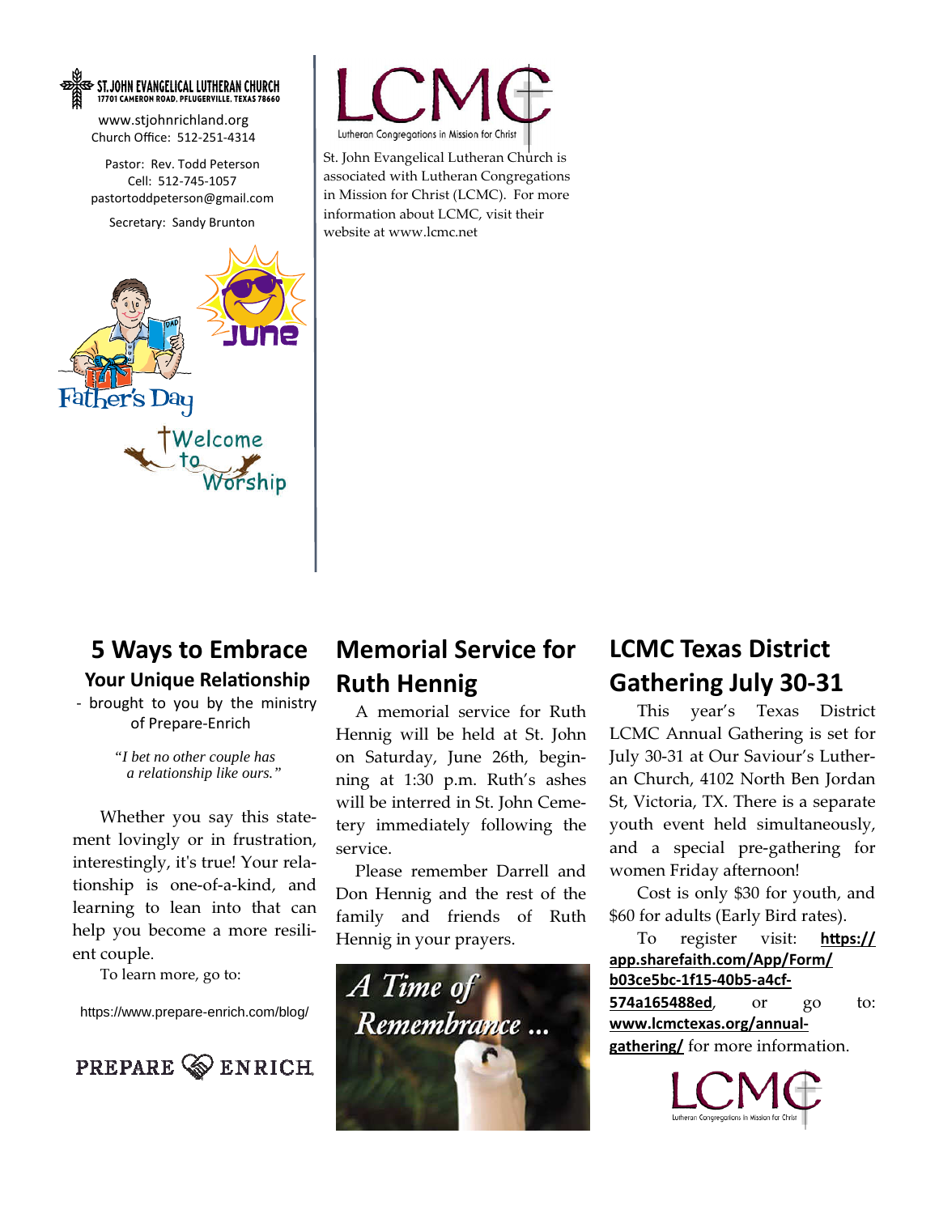ST. JOHN EVANGELICAL LUTHERAN CHURCH
17701 CAMERON ROAD, PFLUGERVILLE, TEXAS 78660

www.stjohnrichland.org
Church Office: 512-251-4314

Pastor: Rev. Todd Peterson
Cell: 512-745-1057
pastortoddpeterson@gmail.com

Secretary: Sandy Brunton

Father's Day

June

Welcome to Worship

LCMC
Lutheran Congregations in Mission for Christ

St. John Evangelical Lutheran Church is associated with Lutheran Congregations in Mission for Christ (LCMC). For more information about LCMC, visit their website at www.lcmc.net

## 5 Ways to Embrace

### Your Unique Relationship

- brought to you by the ministry of Prepare-Enrich

*"I bet no other couple has a relationship like ours."*

Whether you say this statement lovingly or in frustration, interestingly, it's true! Your relationship is one-of-a-kind, and learning to lean into that can help you become a more resilient couple.

To learn more, go to:

https://www.prepare-enrich.com/blog/

PREPARE ENRICH

## Memorial Service for Ruth Hennig

A memorial service for Ruth Hennig will be held at St. John on Saturday, June 26th, beginning at 1:30 p.m. Ruth's ashes will be interred in St. John Cemetery immediately following the service.

Please remember Darrell and Don Hennig and the rest of the family and friends of Ruth Hennig in your prayers.

*A Time of Remembrance ...*

## LCMC Texas District Gathering July 30-31

This year's Texas District LCMC Annual Gathering is set for July 30-31 at Our Saviour's Lutheran Church, 4102 North Ben Jordan St, Victoria, TX. There is a separate youth event held simultaneously, and a special pre-gathering for women Friday afternoon!

Cost is only $30 for youth, and $60 for adults (Early Bird rates).

To register visit: **https://app.sharefaith.com/App/Form/b03ce5bc-1f15-40b5-a4cf-574a165488ed**, or go to: **www.lcmctexas.org/annual-gathering/** for more information.

LCMC
Lutheran Congregations in Mission for Christ